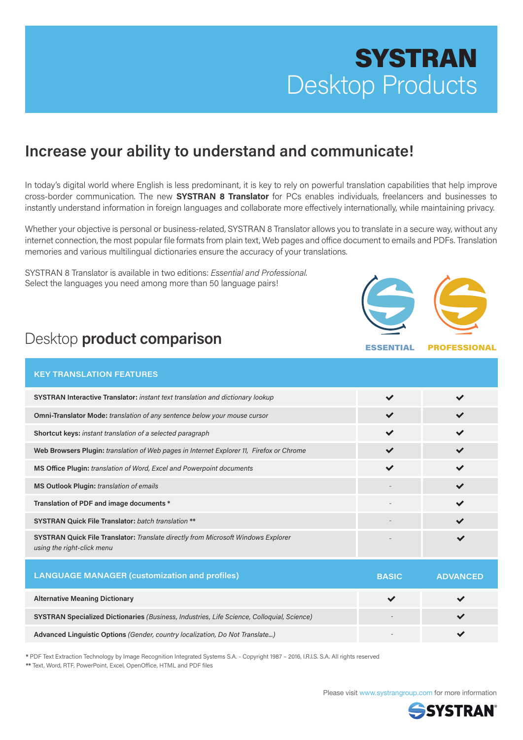# SYSTRAN
# Desktop Products

## Increase your ability to understand and communicate!

In today's digital world where English is less predominant, it is key to rely on powerful translation capabilities that help improve cross-border communication. The new **SYSTRAN 8 Translator** for PCs enables individuals, freelancers and businesses to instantly understand information in foreign languages and collaborate more effectively internationally, while maintaining privacy.

Whether your objective is personal or business-related, SYSTRAN 8 Translator allows you to translate in a secure way, without any internet connection, the most popular file formats from plain text, Web pages and office document to emails and PDFs. Translation memories and various multilingual dictionaries ensure the accuracy of your translations.

SYSTRAN 8 Translator is available in two editions: *Essential and Professional.*
Select the languages you need among more than 50 language pairs!

## Desktop **product comparison**

| KEY TRANSLATION FEATURES | ESSENTIAL | PROFESSIONAL |
|---|---|---|
| **SYSTRAN Interactive Translator:** *instant text translation and dictionary lookup* | ✔ | ✔ |
| **Omni-Translator Mode:** *translation of any sentence below your mouse cursor* | ✔ | ✔ |
| **Shortcut keys:** *instant translation of a selected paragraph* | ✔ | ✔ |
| **Web Browsers Plugin:** *translation of Web pages in Internet Explorer 11, Firefox or Chrome* | ✔ | ✔ |
| **MS Office Plugin:** *translation of Word, Excel and Powerpoint documents* | ✔ | ✔ |
| **MS Outlook Plugin:** *translation of emails* | - | ✔ |
| **Translation of PDF and image documents** * | - | ✔ |
| **SYSTRAN Quick File Translator:** *batch translation* ** | - | ✔ |
| **SYSTRAN Quick File Translator:** *Translate directly from Microsoft Windows Explorer using the right-click menu* | - | ✔ |
| **LANGUAGE MANAGER (customization and profiles)** | **BASIC** | **ADVANCED** |
| **Alternative Meaning Dictionary** | ✔ | ✔ |
| **SYSTRAN Specialized Dictionaries** *(Business, Industries, Life Science, Colloquial, Science)* | - | ✔ |
| **Advanced Linguistic Options** *(Gender, country localization, Do Not Translate...)* | - | ✔ |

**\*** PDF Text Extraction Technology by Image Recognition Integrated Systems S.A. - Copyright 1987 – 2016, I.R.I.S. S.A. All rights reserved
**\*\*** Text, Word, RTF, PowerPoint, Excel, OpenOffice, HTML and PDF files

Please visit www.systrangroup.com for more information

SYSTRAN®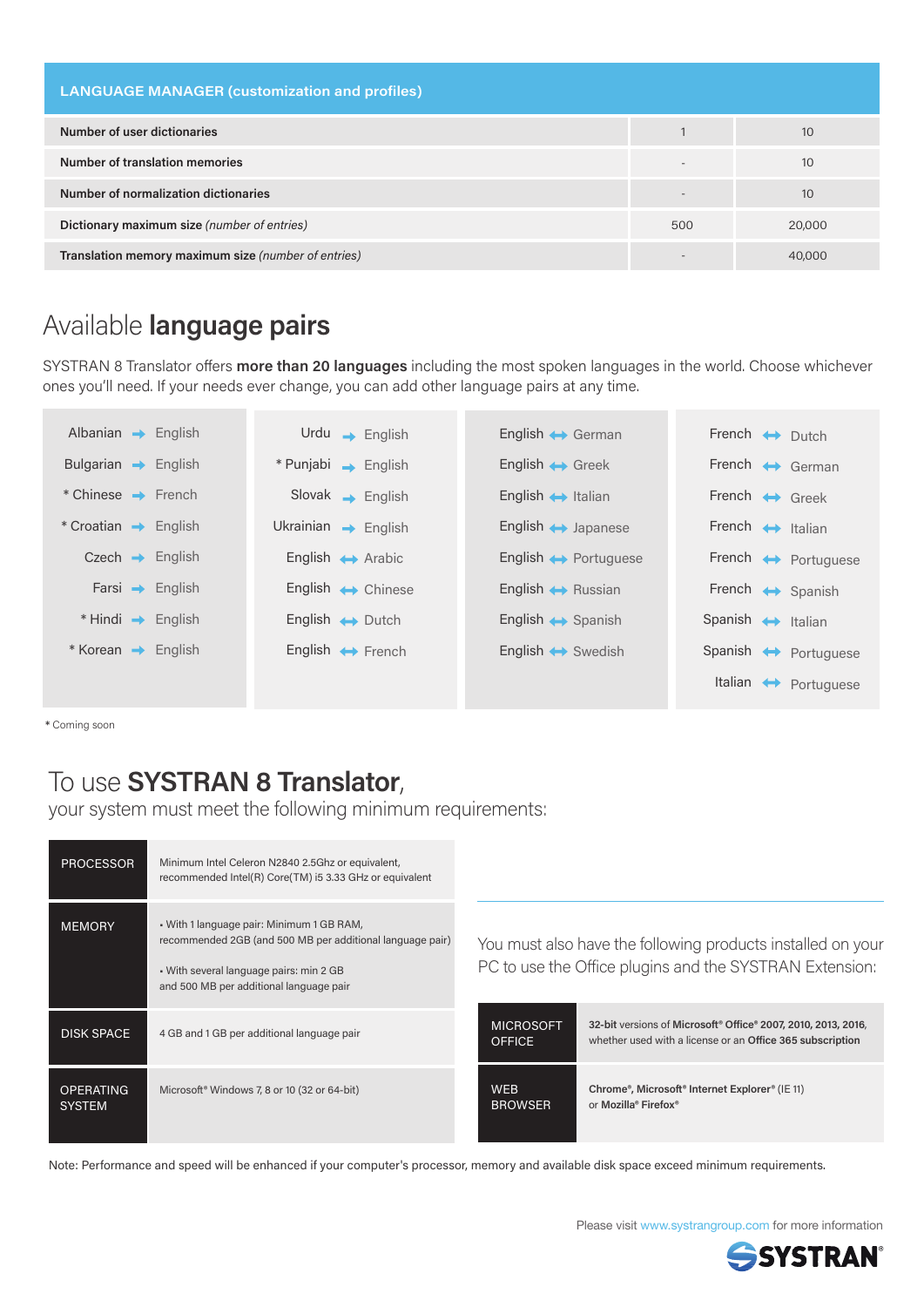| LANGUAGE MANAGER (customization and profiles) | | |
|---|---|---|
| **Number of user dictionaries** | 1 | 10 |
| **Number of translation memories** | - | 10 |
| **Number of normalization dictionaries** | - | 10 |
| **Dictionary maximum size** *(number of entries)* | 500 | 20,000 |
| **Translation memory maximum size** *(number of entries)* | - | 40,000 |

## Available **language pairs**

SYSTRAN 8 Translator offers **more than 20 languages** including the most spoken languages in the world. Choose whichever ones you'll need. If your needs ever change, you can add other language pairs at any time.

| | | | |
|---|---|---|---|
| Albanian → English | Urdu → English | English ↔ German | French ↔ Dutch |
| Bulgarian → English | * Punjabi → English | English ↔ Greek | French ↔ German |
| * Chinese → French | Slovak → English | English ↔ Italian | French ↔ Greek |
| * Croatian → English | Ukrainian → English | English ↔ Japanese | French ↔ Italian |
| Czech → English | English ↔ Arabic | English ↔ Portuguese | French ↔ Portuguese |
| Farsi → English | English ↔ Chinese | English ↔ Russian | French ↔ Spanish |
| * Hindi → English | English ↔ Dutch | English ↔ Spanish | Spanish ↔ Italian |
| * Korean → English | English ↔ French | English ↔ Swedish | Spanish ↔ Portuguese |
| | | | Italian ↔ Portuguese |

**\*** Coming soon

## To use **SYSTRAN 8 Translator**,

your system must meet the following minimum requirements:

| | |
|---|---|
| PROCESSOR | Minimum Intel Celeron N2840 2.5Ghz or equivalent, recommended Intel(R) Core(TM) i5 3.33 GHz or equivalent |
| MEMORY | • With 1 language pair: Minimum 1 GB RAM, recommended 2GB (and 500 MB per additional language pair)<br>• With several language pairs: min 2 GB and 500 MB per additional language pair |
| DISK SPACE | 4 GB and 1 GB per additional language pair |
| OPERATING SYSTEM | Microsoft® Windows 7, 8 or 10 (32 or 64-bit) |

You must also have the following products installed on your PC to use the Office plugins and the SYSTRAN Extension:

| | |
|---|---|
| MICROSOFT OFFICE | **32-bit** versions of **Microsoft® Office® 2007, 2010, 2013, 2016,** whether used with a license or an **Office 365 subscription** |
| WEB BROWSER | **Chrome®, Microsoft® Internet Explorer®** (IE 11) or **Mozilla® Firefox®** |

Note: Performance and speed will be enhanced if your computer's processor, memory and available disk space exceed minimum requirements.

Please visit www.systrangroup.com for more information

SYSTRAN®